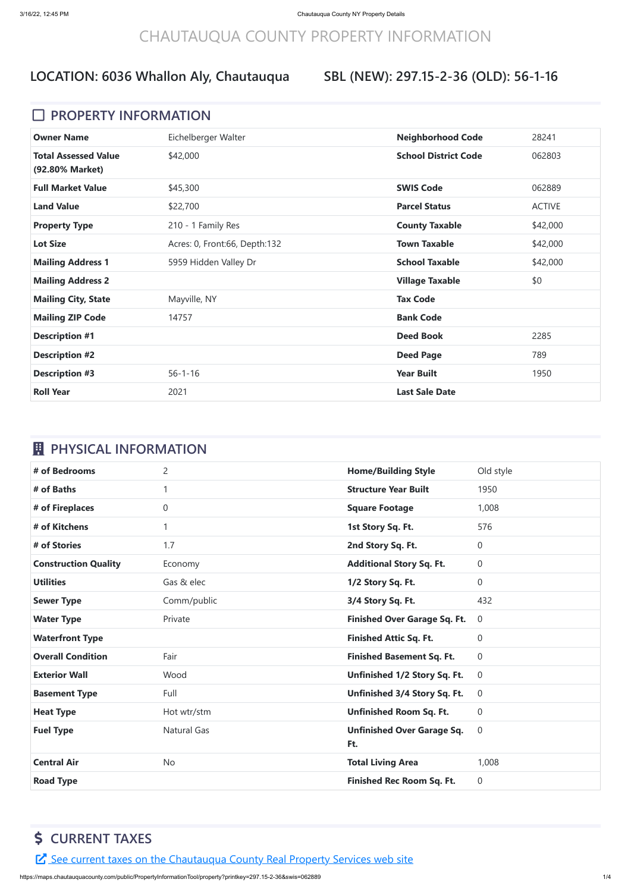# CHAUTAUQUA COUNTY PROPERTY INFORMATION

## LOCATION: 6036 Whallon Aly, Chautauqua SBL (NEW): 297.15-2-36 (OLD): 56-1-16

## PROPERTY INFORMATION

| | | | |
|---|---|---|---|
| **Owner Name** | Eichelberger Walter | **Neighborhood Code** | 28241 |
| **Total Assessed Value (92.80% Market)** | $42,000 | **School District Code** | 062803 |
| **Full Market Value** | $45,300 | **SWIS Code** | 062889 |
| **Land Value** | $22,700 | **Parcel Status** | ACTIVE |
| **Property Type** | 210 - 1 Family Res | **County Taxable** | $42,000 |
| **Lot Size** | Acres: 0, Front:66, Depth:132 | **Town Taxable** | $42,000 |
| **Mailing Address 1** | 5959 Hidden Valley Dr | **School Taxable** | $42,000 |
| **Mailing Address 2** | | **Village Taxable** | $0 |
| **Mailing City, State** | Mayville, NY | **Tax Code** | |
| **Mailing ZIP Code** | 14757 | **Bank Code** | |
| **Description #1** | | **Deed Book** | 2285 |
| **Description #2** | | **Deed Page** | 789 |
| **Description #3** | 56-1-16 | **Year Built** | 1950 |
| **Roll Year** | 2021 | **Last Sale Date** | |

## PHYSICAL INFORMATION

| | | | |
|---|---|---|---|
| **# of Bedrooms** | 2 | **Home/Building Style** | Old style |
| **# of Baths** | 1 | **Structure Year Built** | 1950 |
| **# of Fireplaces** | 0 | **Square Footage** | 1,008 |
| **# of Kitchens** | 1 | **1st Story Sq. Ft.** | 576 |
| **# of Stories** | 1.7 | **2nd Story Sq. Ft.** | 0 |
| **Construction Quality** | Economy | **Additional Story Sq. Ft.** | 0 |
| **Utilities** | Gas & elec | **1/2 Story Sq. Ft.** | 0 |
| **Sewer Type** | Comm/public | **3/4 Story Sq. Ft.** | 432 |
| **Water Type** | Private | **Finished Over Garage Sq. Ft.** | 0 |
| **Waterfront Type** | | **Finished Attic Sq. Ft.** | 0 |
| **Overall Condition** | Fair | **Finished Basement Sq. Ft.** | 0 |
| **Exterior Wall** | Wood | **Unfinished 1/2 Story Sq. Ft.** | 0 |
| **Basement Type** | Full | **Unfinished 3/4 Story Sq. Ft.** | 0 |
| **Heat Type** | Hot wtr/stm | **Unfinished Room Sq. Ft.** | 0 |
| **Fuel Type** | Natural Gas | **Unfinished Over Garage Sq. Ft.** | 0 |
| **Central Air** | No | **Total Living Area** | 1,008 |
| **Road Type** | | **Finished Rec Room Sq. Ft.** | 0 |

## $ CURRENT TAXES

See current taxes on the Chautauqua County Real Property Services web site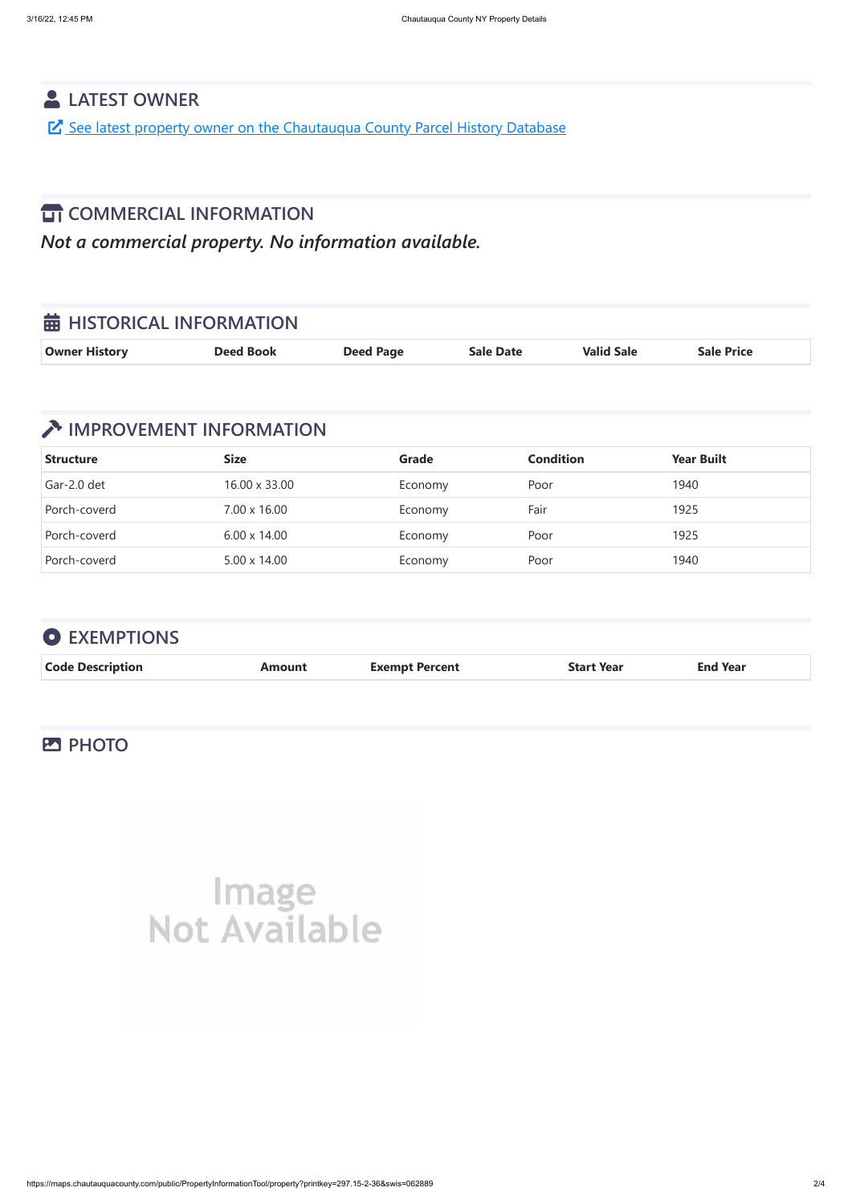## LATEST OWNER

[See latest property owner on the Chautauqua County Parcel History Database]

## COMMERCIAL INFORMATION

*Not a commercial property. No information available.*

## HISTORICAL INFORMATION

| Owner History | Deed Book | Deed Page | Sale Date | Valid Sale | Sale Price |
|---|---|---|---|---|---|

## IMPROVEMENT INFORMATION

| Structure | Size | Grade | Condition | Year Built |
|---|---|---|---|---|
| Gar-2.0 det | 16.00 x 33.00 | Economy | Poor | 1940 |
| Porch-coverd | 7.00 x 16.00 | Economy | Fair | 1925 |
| Porch-coverd | 6.00 x 14.00 | Economy | Poor | 1925 |
| Porch-coverd | 5.00 x 14.00 | Economy | Poor | 1940 |

## EXEMPTIONS

| Code Description | Amount | Exempt Percent | Start Year | End Year |
|---|---|---|---|---|

## PHOTO

Image Not Available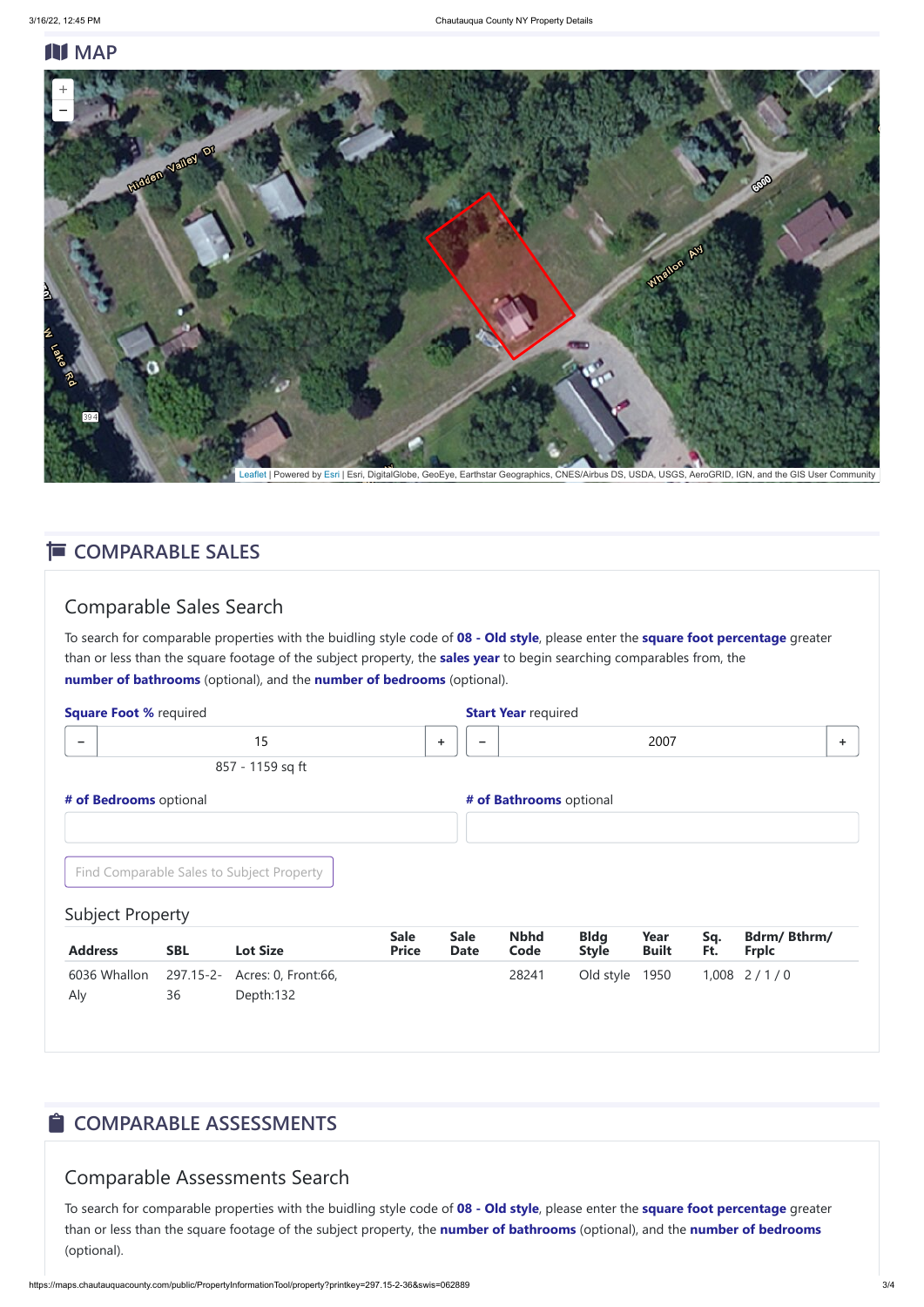## MAP

+
−

Leaflet | Powered by Esri | Esri, DigitalGlobe, GeoEye, Earthstar Geographics, CNES/Airbus DS, USDA, USGS, AeroGRID, IGN, and the GIS User Community

## COMPARABLE SALES

### Comparable Sales Search

To search for comparable properties with the buidling style code of **08 - Old style**, please enter the **square foot percentage** greater than or less than the square footage of the subject property, the **sales year** to begin searching comparables from, the **number of bathrooms** (optional), and the **number of bedrooms** (optional).

**Square Foot %** required

− 15 +

857 - 1159 sq ft

**Start Year** required

− 2007 +

**# of Bedrooms** optional

**# of Bathrooms** optional

Find Comparable Sales to Subject Property

### Subject Property

| Address | SBL | Lot Size | Sale Price | Sale Date | Nbhd Code | Bldg Style | Year Built | Sq. Ft. | Bdrm/ Bthrm/ Frplc |
|---|---|---|---|---|---|---|---|---|---|
| 6036 Whallon Aly | 297.15-2-36 | Acres: 0, Front:66, Depth:132 | | | 28241 | Old style | 1950 | 1,008 | 2 / 1 / 0 |

## COMPARABLE ASSESSMENTS

### Comparable Assessments Search

To search for comparable properties with the buidling style code of **08 - Old style**, please enter the **square foot percentage** greater than or less than the square footage of the subject property, the **number of bathrooms** (optional), and the **number of bedrooms** (optional).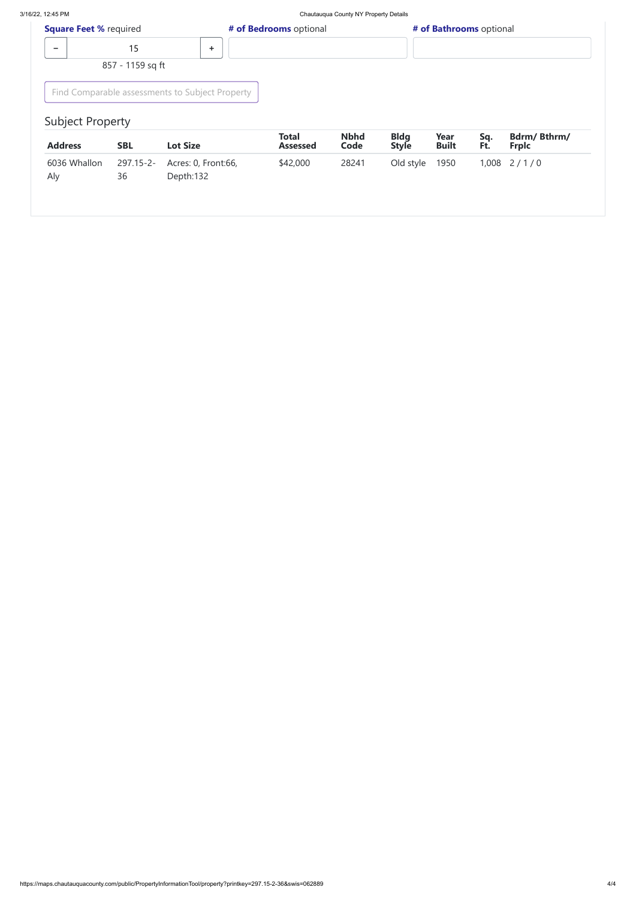**Square Feet %** required

− 15 +

857 - 1159 sq ft

**# of Bedrooms** optional

**# of Bathrooms** optional

Find Comparable assessments to Subject Property

## Subject Property

| Address | SBL | Lot Size | Total Assessed | Nbhd Code | Bldg Style | Year Built | Sq. Ft. | Bdrm/ Bthrm/ Frplc |
|---|---|---|---|---|---|---|---|---|
| 6036 Whallon Aly | 297.15-2-36 | Acres: 0, Front:66, Depth:132 | $42,000 | 28241 | Old style | 1950 | 1,008 | 2 / 1 / 0 |